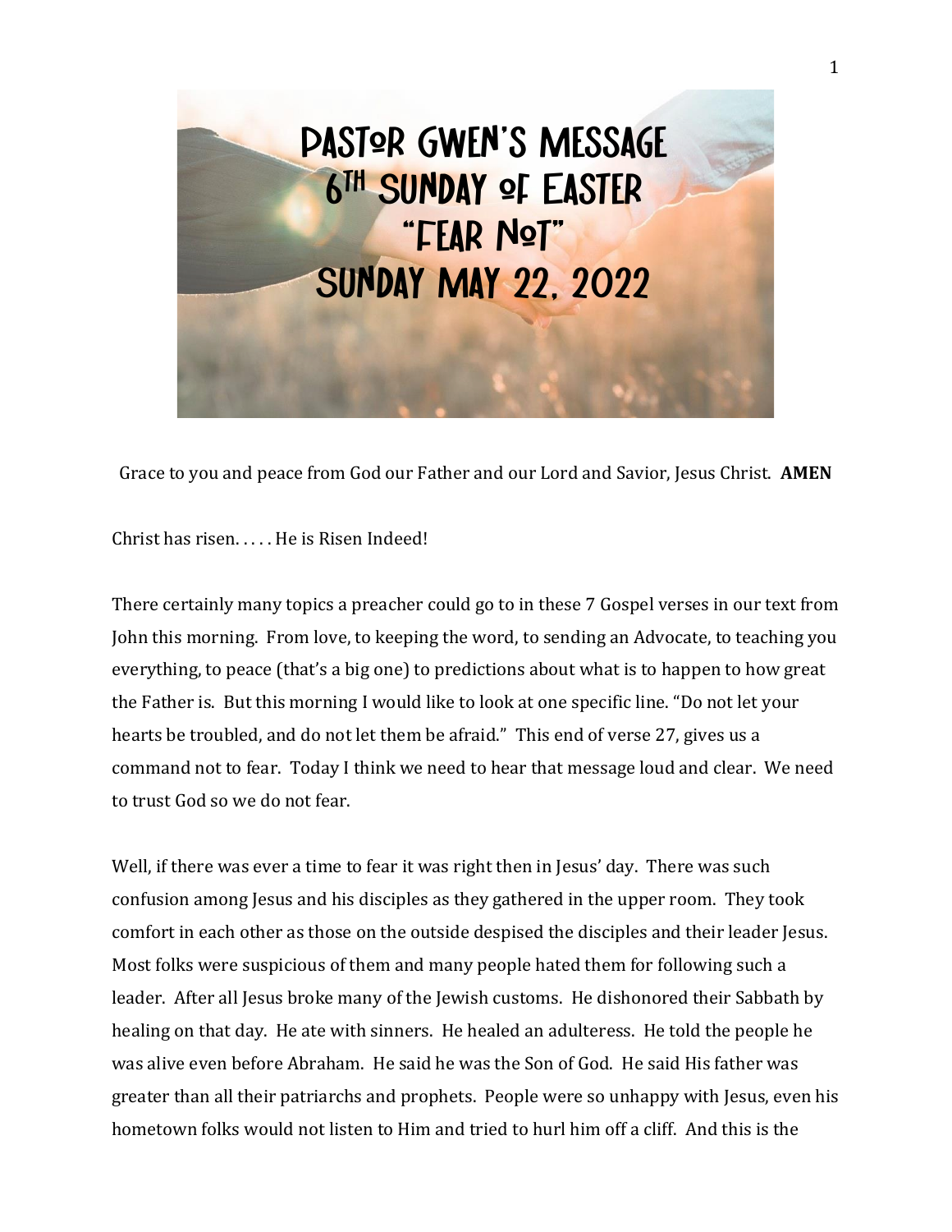# PASTOR GWEN'S MESSAGE
# 6TH SUNDAY OF EASTER
# "FEAR NOT"
# SUNDAY MAY 22, 2022

Grace to you and peace from God our Father and our Lord and Savior, Jesus Christ. **AMEN**

Christ has risen. . . . . He is Risen Indeed!

There certainly many topics a preacher could go to in these 7 Gospel verses in our text from John this morning. From love, to keeping the word, to sending an Advocate, to teaching you everything, to peace (that's a big one) to predictions about what is to happen to how great the Father is. But this morning I would like to look at one specific line. "Do not let your hearts be troubled, and do not let them be afraid." This end of verse 27, gives us a command not to fear. Today I think we need to hear that message loud and clear. We need to trust God so we do not fear.

Well, if there was ever a time to fear it was right then in Jesus' day. There was such confusion among Jesus and his disciples as they gathered in the upper room. They took comfort in each other as those on the outside despised the disciples and their leader Jesus. Most folks were suspicious of them and many people hated them for following such a leader. After all Jesus broke many of the Jewish customs. He dishonored their Sabbath by healing on that day. He ate with sinners. He healed an adulteress. He told the people he was alive even before Abraham. He said he was the Son of God. He said His father was greater than all their patriarchs and prophets. People were so unhappy with Jesus, even his hometown folks would not listen to Him and tried to hurl him off a cliff. And this is the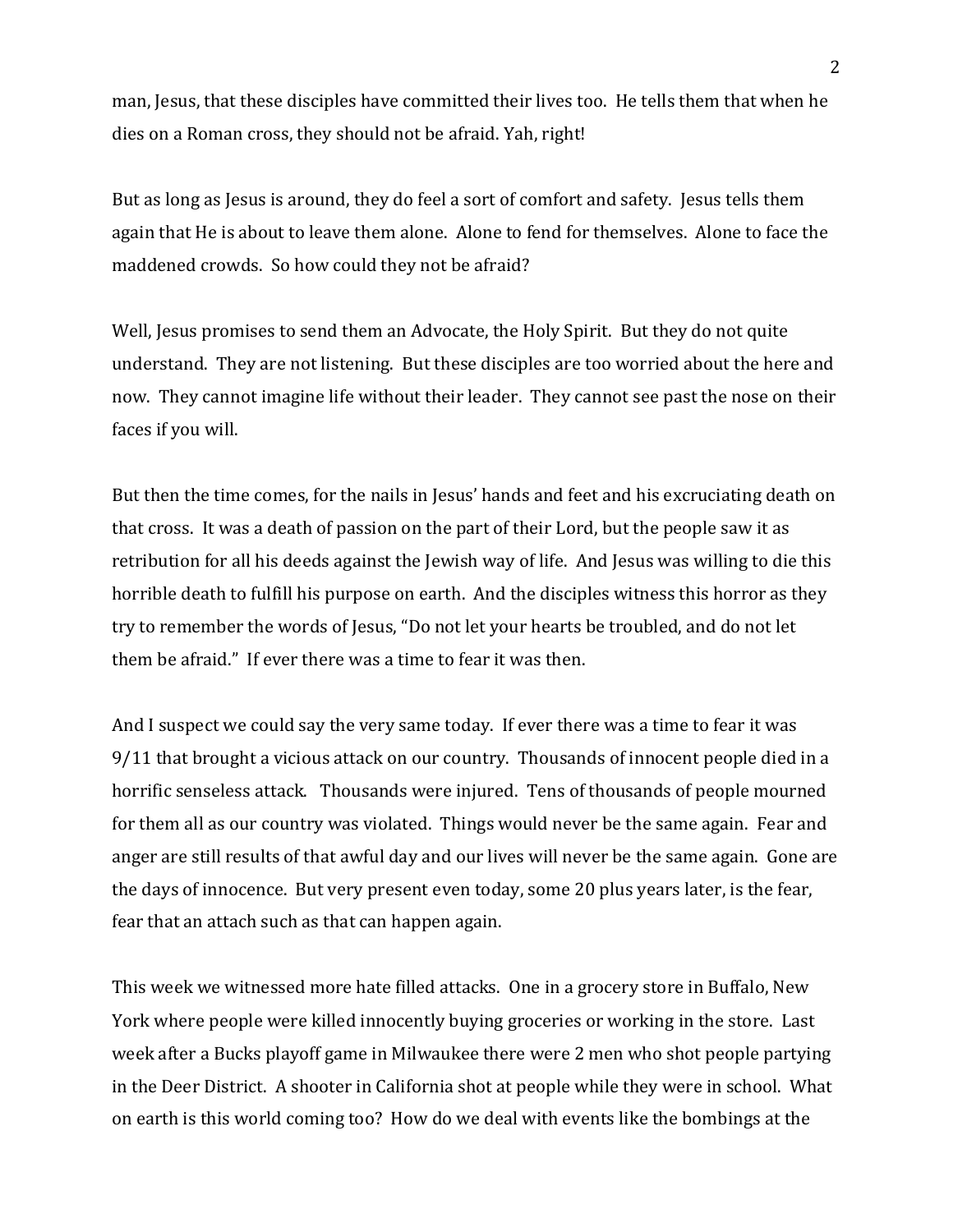man, Jesus, that these disciples have committed their lives too. He tells them that when he dies on a Roman cross, they should not be afraid. Yah, right!

But as long as Jesus is around, they do feel a sort of comfort and safety. Jesus tells them again that He is about to leave them alone. Alone to fend for themselves. Alone to face the maddened crowds. So how could they not be afraid?

Well, Jesus promises to send them an Advocate, the Holy Spirit. But they do not quite understand. They are not listening. But these disciples are too worried about the here and now. They cannot imagine life without their leader. They cannot see past the nose on their faces if you will.

But then the time comes, for the nails in Jesus' hands and feet and his excruciating death on that cross. It was a death of passion on the part of their Lord, but the people saw it as retribution for all his deeds against the Jewish way of life. And Jesus was willing to die this horrible death to fulfill his purpose on earth. And the disciples witness this horror as they try to remember the words of Jesus, "Do not let your hearts be troubled, and do not let them be afraid." If ever there was a time to fear it was then.

And I suspect we could say the very same today. If ever there was a time to fear it was 9/11 that brought a vicious attack on our country. Thousands of innocent people died in a horrific senseless attack. Thousands were injured. Tens of thousands of people mourned for them all as our country was violated. Things would never be the same again. Fear and anger are still results of that awful day and our lives will never be the same again. Gone are the days of innocence. But very present even today, some 20 plus years later, is the fear, fear that an attach such as that can happen again.

This week we witnessed more hate filled attacks. One in a grocery store in Buffalo, New York where people were killed innocently buying groceries or working in the store. Last week after a Bucks playoff game in Milwaukee there were 2 men who shot people partying in the Deer District. A shooter in California shot at people while they were in school. What on earth is this world coming too? How do we deal with events like the bombings at the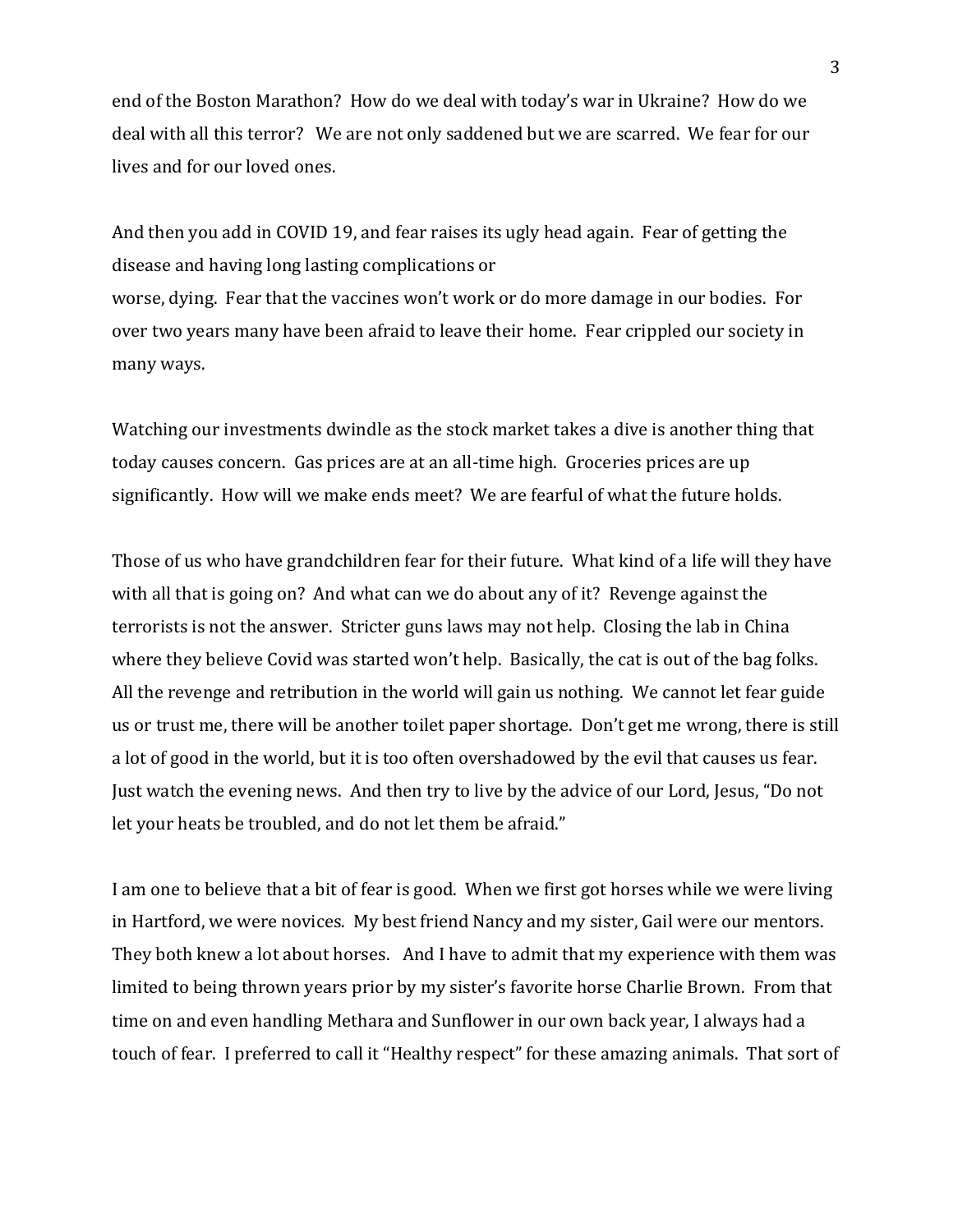end of the Boston Marathon? How do we deal with today's war in Ukraine? How do we deal with all this terror? We are not only saddened but we are scarred. We fear for our lives and for our loved ones.

And then you add in COVID 19, and fear raises its ugly head again. Fear of getting the disease and having long lasting complications or worse, dying. Fear that the vaccines won't work or do more damage in our bodies. For over two years many have been afraid to leave their home. Fear crippled our society in many ways.

Watching our investments dwindle as the stock market takes a dive is another thing that today causes concern. Gas prices are at an all-time high. Groceries prices are up significantly. How will we make ends meet? We are fearful of what the future holds.

Those of us who have grandchildren fear for their future. What kind of a life will they have with all that is going on? And what can we do about any of it? Revenge against the terrorists is not the answer. Stricter guns laws may not help. Closing the lab in China where they believe Covid was started won't help. Basically, the cat is out of the bag folks. All the revenge and retribution in the world will gain us nothing. We cannot let fear guide us or trust me, there will be another toilet paper shortage. Don't get me wrong, there is still a lot of good in the world, but it is too often overshadowed by the evil that causes us fear. Just watch the evening news. And then try to live by the advice of our Lord, Jesus, "Do not let your heats be troubled, and do not let them be afraid."

I am one to believe that a bit of fear is good. When we first got horses while we were living in Hartford, we were novices. My best friend Nancy and my sister, Gail were our mentors. They both knew a lot about horses. And I have to admit that my experience with them was limited to being thrown years prior by my sister's favorite horse Charlie Brown. From that time on and even handling Methara and Sunflower in our own back year, I always had a touch of fear. I preferred to call it "Healthy respect" for these amazing animals. That sort of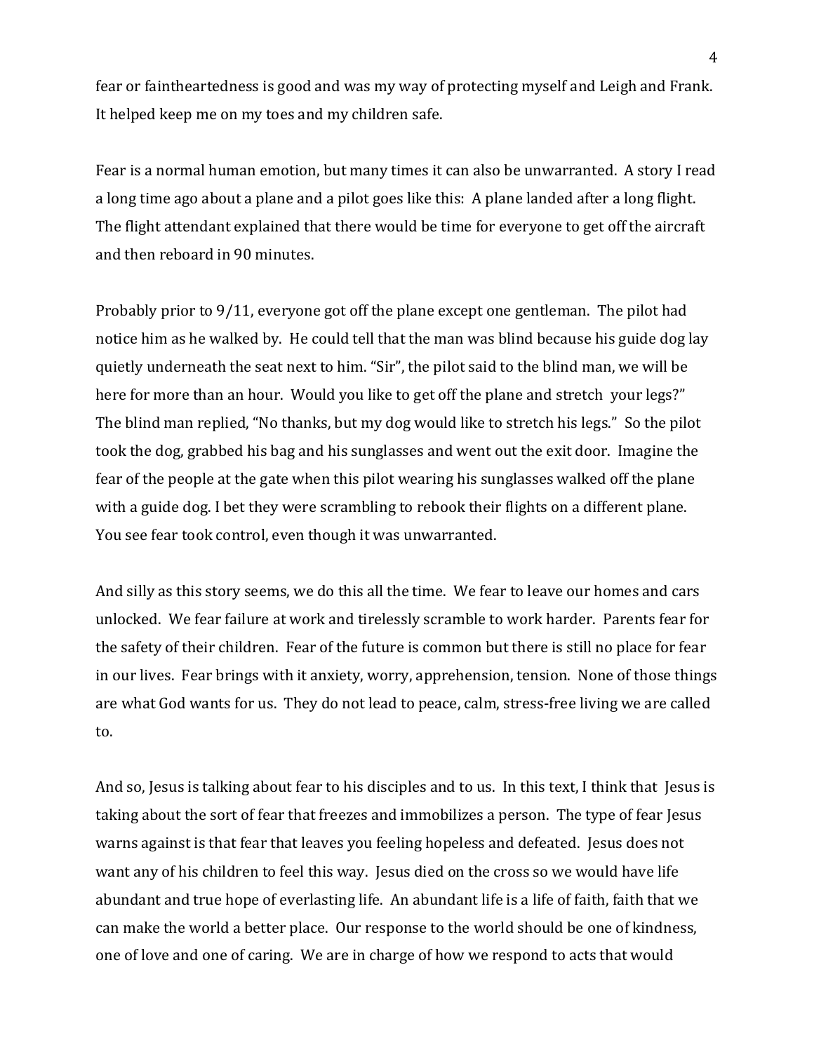fear or faintheartedness is good and was my way of protecting myself and Leigh and Frank. It helped keep me on my toes and my children safe.

Fear is a normal human emotion, but many times it can also be unwarranted. A story I read a long time ago about a plane and a pilot goes like this: A plane landed after a long flight. The flight attendant explained that there would be time for everyone to get off the aircraft and then reboard in 90 minutes.

Probably prior to 9/11, everyone got off the plane except one gentleman. The pilot had notice him as he walked by. He could tell that the man was blind because his guide dog lay quietly underneath the seat next to him. "Sir", the pilot said to the blind man, we will be here for more than an hour. Would you like to get off the plane and stretch your legs?" The blind man replied, "No thanks, but my dog would like to stretch his legs." So the pilot took the dog, grabbed his bag and his sunglasses and went out the exit door. Imagine the fear of the people at the gate when this pilot wearing his sunglasses walked off the plane with a guide dog. I bet they were scrambling to rebook their flights on a different plane. You see fear took control, even though it was unwarranted.

And silly as this story seems, we do this all the time. We fear to leave our homes and cars unlocked. We fear failure at work and tirelessly scramble to work harder. Parents fear for the safety of their children. Fear of the future is common but there is still no place for fear in our lives. Fear brings with it anxiety, worry, apprehension, tension. None of those things are what God wants for us. They do not lead to peace, calm, stress-free living we are called to.

And so, Jesus is talking about fear to his disciples and to us. In this text, I think that Jesus is taking about the sort of fear that freezes and immobilizes a person. The type of fear Jesus warns against is that fear that leaves you feeling hopeless and defeated. Jesus does not want any of his children to feel this way. Jesus died on the cross so we would have life abundant and true hope of everlasting life. An abundant life is a life of faith, faith that we can make the world a better place. Our response to the world should be one of kindness, one of love and one of caring. We are in charge of how we respond to acts that would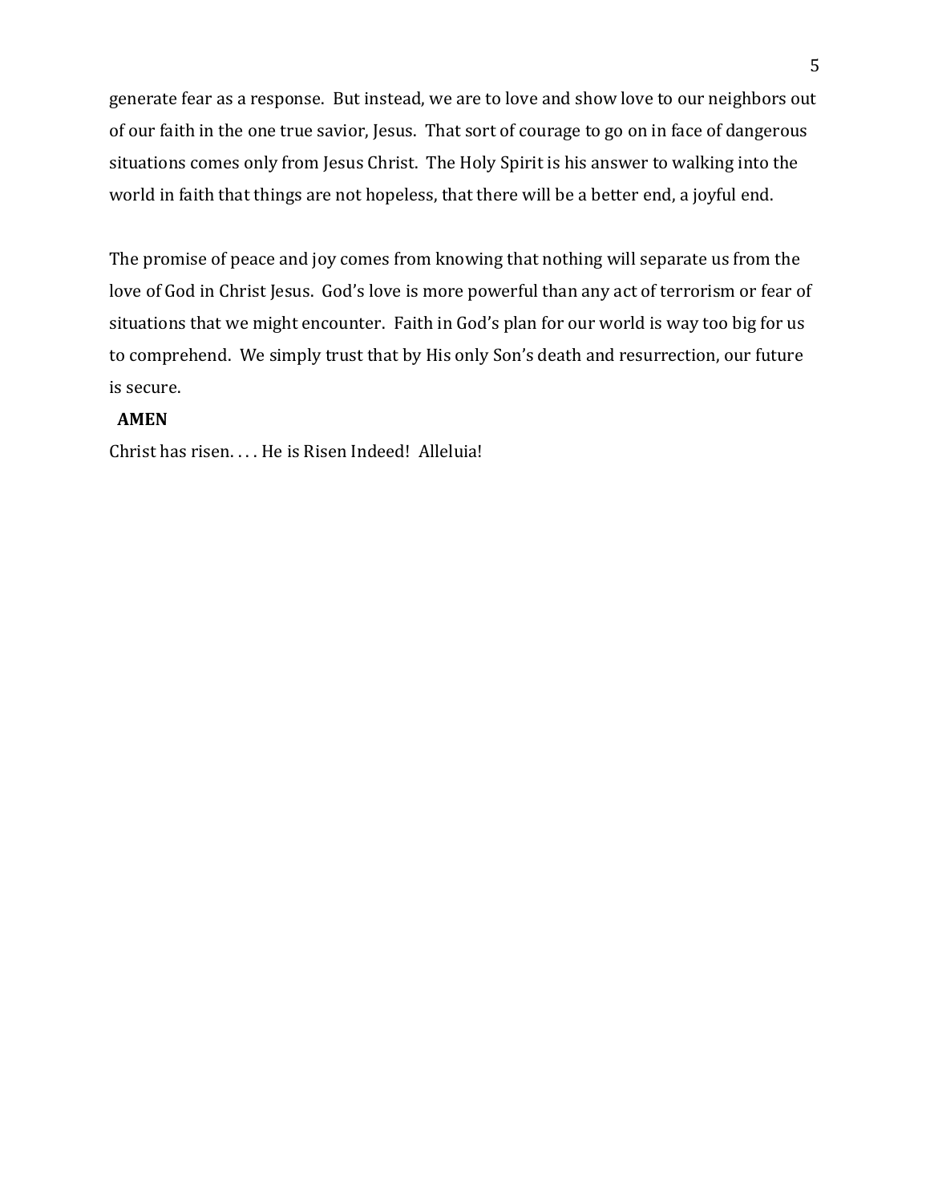generate fear as a response. But instead, we are to love and show love to our neighbors out of our faith in the one true savior, Jesus. That sort of courage to go on in face of dangerous situations comes only from Jesus Christ. The Holy Spirit is his answer to walking into the world in faith that things are not hopeless, that there will be a better end, a joyful end.

The promise of peace and joy comes from knowing that nothing will separate us from the love of God in Christ Jesus. God's love is more powerful than any act of terrorism or fear of situations that we might encounter. Faith in God's plan for our world is way too big for us to comprehend. We simply trust that by His only Son's death and resurrection, our future is secure.

**AMEN**

Christ has risen. . . . He is Risen Indeed! Alleluia!